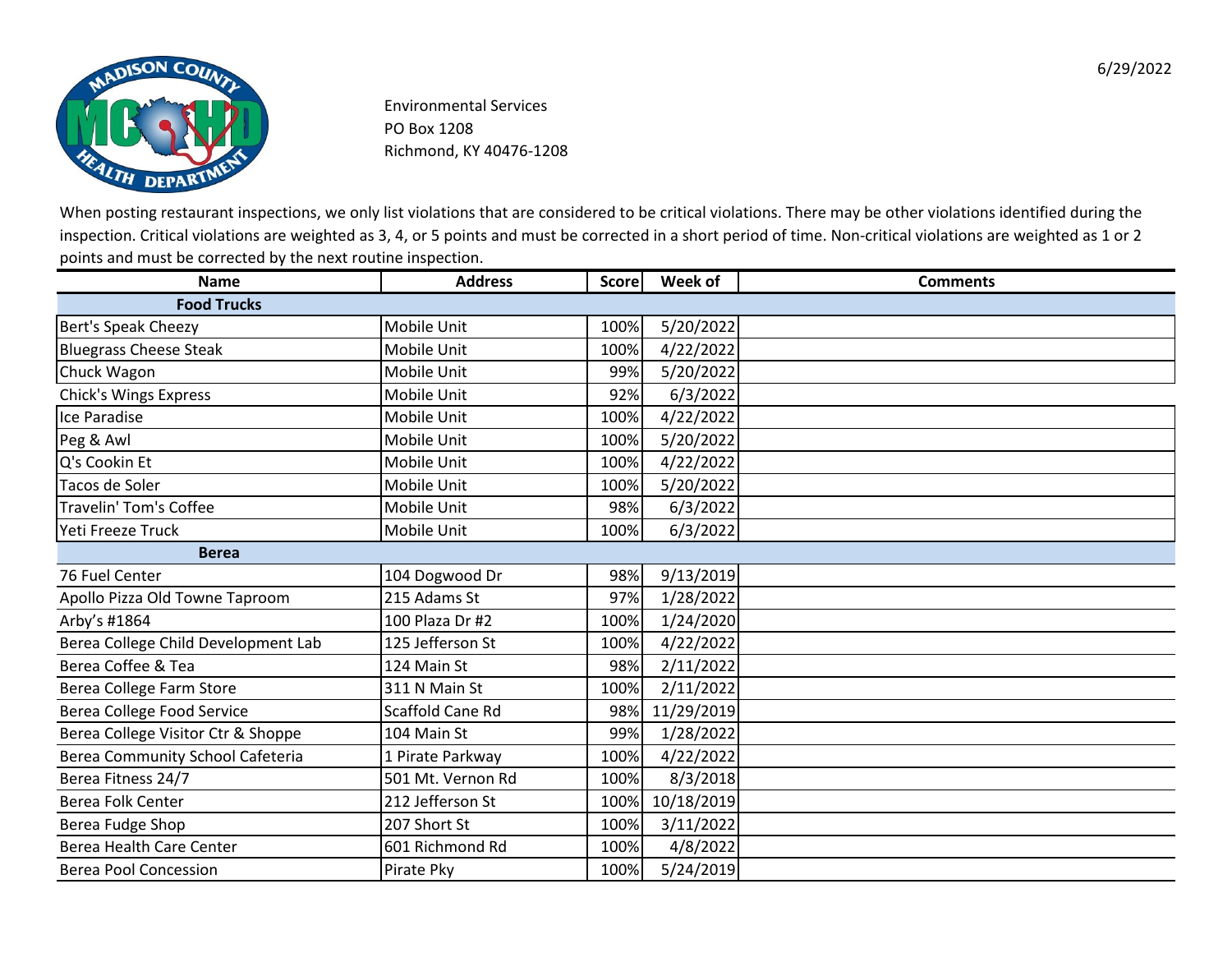6/29/2022

Environmental Services
PO Box 1208
Richmond, KY 40476-1208

When posting restaurant inspections, we only list violations that are considered to be critical violations. There may be other violations identified during the inspection. Critical violations are weighted as 3, 4, or 5 points and must be corrected in a short period of time. Non-critical violations are weighted as 1 or 2 points and must be corrected by the next routine inspection.

| Name | Address | Score | Week of | Comments |
|---|---|---|---|---|
| **Food Trucks** | | | | |
| Bert's Speak Cheezy | Mobile Unit | 100% | 5/20/2022 | |
| Bluegrass Cheese Steak | Mobile Unit | 100% | 4/22/2022 | |
| Chuck Wagon | Mobile Unit | 99% | 5/20/2022 | |
| Chick's Wings Express | Mobile Unit | 92% | 6/3/2022 | |
| Ice Paradise | Mobile Unit | 100% | 4/22/2022 | |
| Peg & Awl | Mobile Unit | 100% | 5/20/2022 | |
| Q's Cookin Et | Mobile Unit | 100% | 4/22/2022 | |
| Tacos de Soler | Mobile Unit | 100% | 5/20/2022 | |
| Travelin' Tom's Coffee | Mobile Unit | 98% | 6/3/2022 | |
| Yeti Freeze Truck | Mobile Unit | 100% | 6/3/2022 | |
| **Berea** | | | | |
| 76 Fuel Center | 104 Dogwood Dr | 98% | 9/13/2019 | |
| Apollo Pizza Old Towne Taproom | 215 Adams St | 97% | 1/28/2022 | |
| Arby's #1864 | 100 Plaza Dr #2 | 100% | 1/24/2020 | |
| Berea College Child Development Lab | 125 Jefferson St | 100% | 4/22/2022 | |
| Berea Coffee & Tea | 124 Main St | 98% | 2/11/2022 | |
| Berea College Farm Store | 311 N Main St | 100% | 2/11/2022 | |
| Berea College Food Service | Scaffold Cane Rd | 98% | 11/29/2019 | |
| Berea College Visitor Ctr & Shoppe | 104 Main St | 99% | 1/28/2022 | |
| Berea Community School Cafeteria | 1 Pirate Parkway | 100% | 4/22/2022 | |
| Berea Fitness 24/7 | 501 Mt. Vernon Rd | 100% | 8/3/2018 | |
| Berea Folk Center | 212 Jefferson St | 100% | 10/18/2019 | |
| Berea Fudge Shop | 207 Short St | 100% | 3/11/2022 | |
| Berea Health Care Center | 601 Richmond Rd | 100% | 4/8/2022 | |
| Berea Pool Concession | Pirate Pky | 100% | 5/24/2019 | |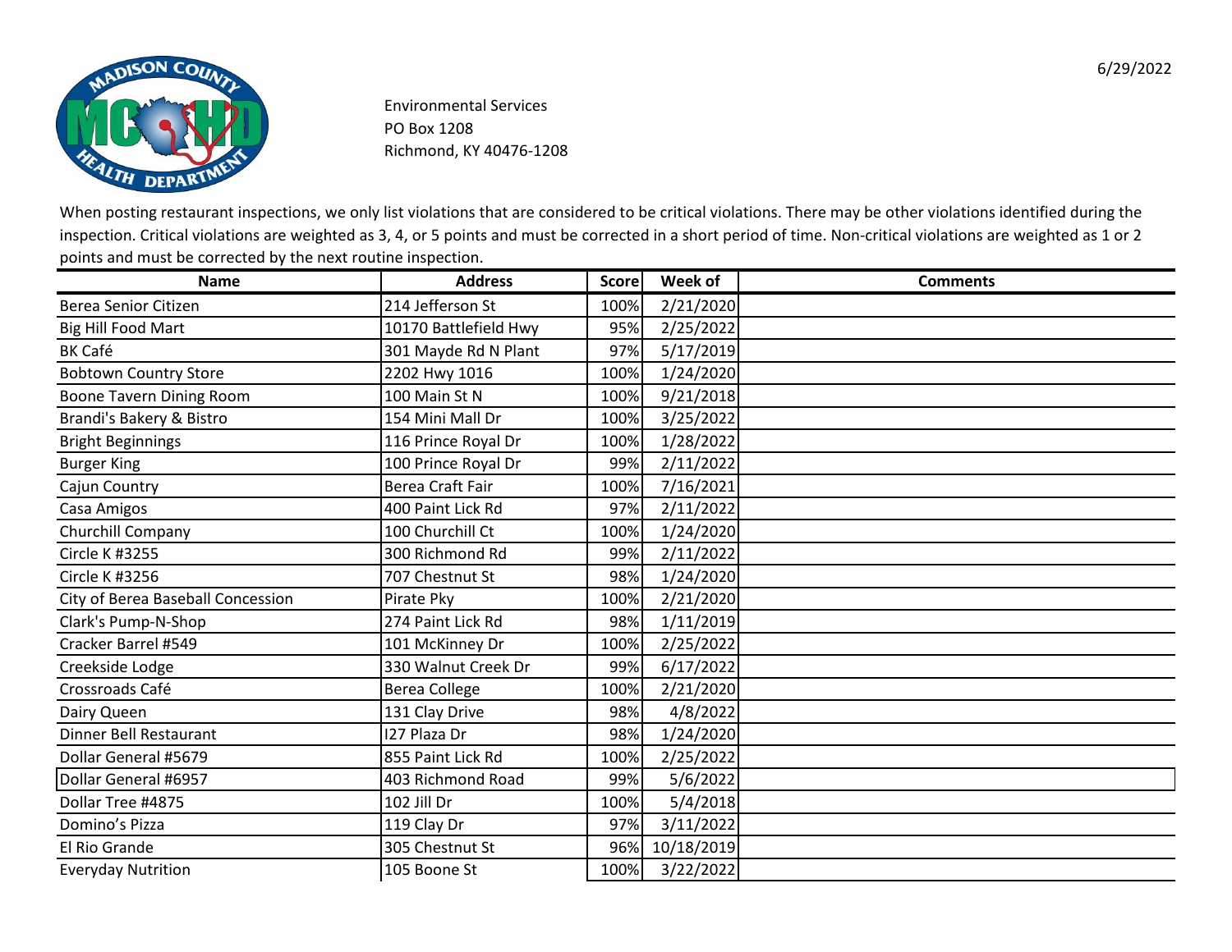6/29/2022

Environmental Services
PO Box 1208
Richmond, KY 40476-1208

When posting restaurant inspections, we only list violations that are considered to be critical violations. There may be other violations identified during the inspection. Critical violations are weighted as 3, 4, or 5 points and must be corrected in a short period of time. Non-critical violations are weighted as 1 or 2 points and must be corrected by the next routine inspection.

| Name | Address | Score | Week of | Comments |
|---|---|---|---|---|
| Berea Senior Citizen | 214 Jefferson St | 100% | 2/21/2020 | |
| Big Hill Food Mart | 10170 Battlefield Hwy | 95% | 2/25/2022 | |
| BK Café | 301 Mayde Rd N Plant | 97% | 5/17/2019 | |
| Bobtown Country Store | 2202 Hwy 1016 | 100% | 1/24/2020 | |
| Boone Tavern Dining Room | 100 Main St N | 100% | 9/21/2018 | |
| Brandi's Bakery & Bistro | 154 Mini Mall Dr | 100% | 3/25/2022 | |
| Bright Beginnings | 116 Prince Royal Dr | 100% | 1/28/2022 | |
| Burger King | 100 Prince Royal Dr | 99% | 2/11/2022 | |
| Cajun Country | Berea Craft Fair | 100% | 7/16/2021 | |
| Casa Amigos | 400 Paint Lick Rd | 97% | 2/11/2022 | |
| Churchill Company | 100 Churchill Ct | 100% | 1/24/2020 | |
| Circle K #3255 | 300 Richmond Rd | 99% | 2/11/2022 | |
| Circle K #3256 | 707 Chestnut St | 98% | 1/24/2020 | |
| City of Berea Baseball Concession | Pirate Pky | 100% | 2/21/2020 | |
| Clark's Pump-N-Shop | 274 Paint Lick Rd | 98% | 1/11/2019 | |
| Cracker Barrel #549 | 101 McKinney Dr | 100% | 2/25/2022 | |
| Creekside Lodge | 330 Walnut Creek Dr | 99% | 6/17/2022 | |
| Crossroads Café | Berea College | 100% | 2/21/2020 | |
| Dairy Queen | 131 Clay Drive | 98% | 4/8/2022 | |
| Dinner Bell Restaurant | I27 Plaza Dr | 98% | 1/24/2020 | |
| Dollar General #5679 | 855 Paint Lick Rd | 100% | 2/25/2022 | |
| Dollar General #6957 | 403 Richmond Road | 99% | 5/6/2022 | |
| Dollar Tree #4875 | 102 Jill Dr | 100% | 5/4/2018 | |
| Domino's Pizza | 119 Clay Dr | 97% | 3/11/2022 | |
| El Rio Grande | 305 Chestnut St | 96% | 10/18/2019 | |
| Everyday Nutrition | 105 Boone St | 100% | 3/22/2022 | |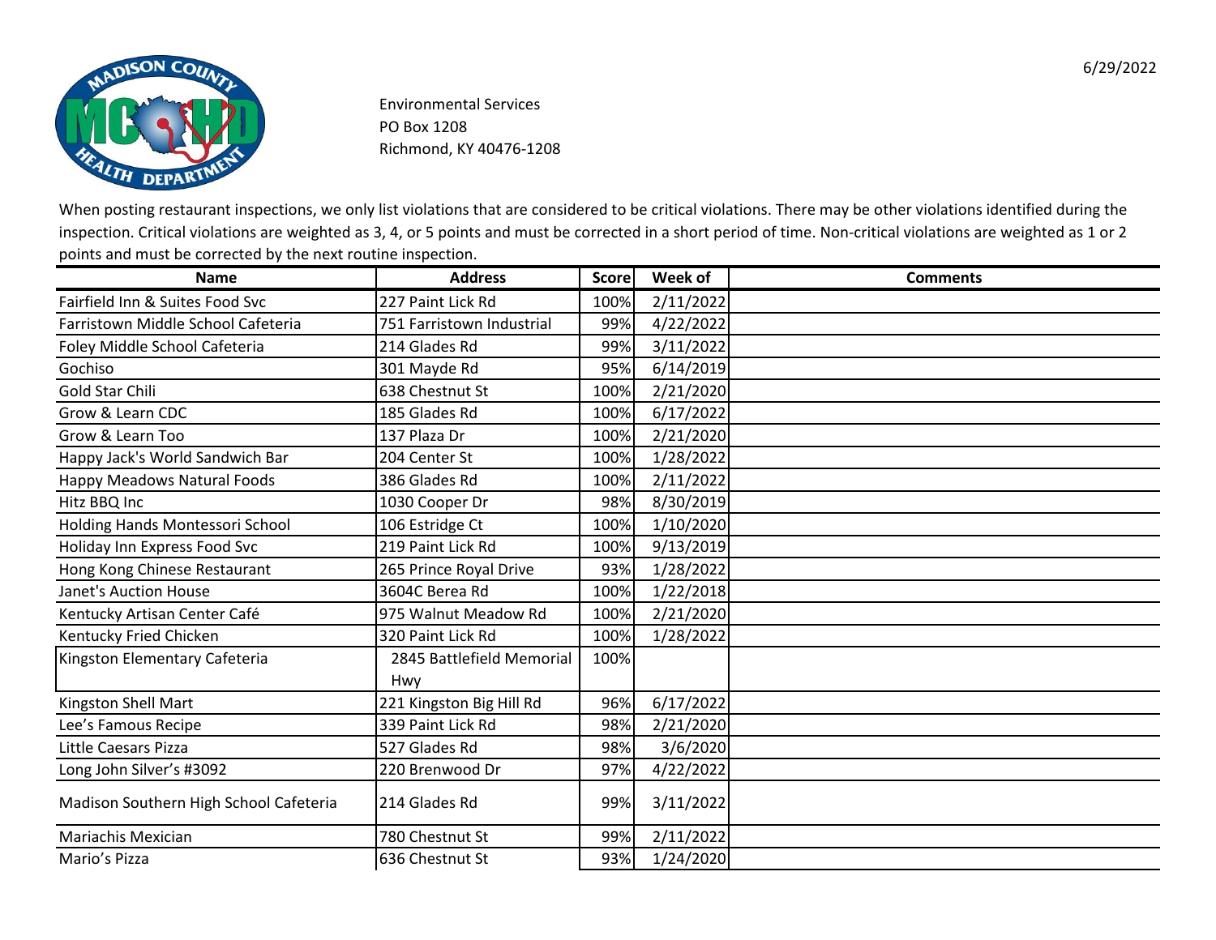6/29/2022

Environmental Services
PO Box 1208
Richmond, KY 40476-1208

When posting restaurant inspections, we only list violations that are considered to be critical violations. There may be other violations identified during the inspection. Critical violations are weighted as 3, 4, or 5 points and must be corrected in a short period of time. Non-critical violations are weighted as 1 or 2 points and must be corrected by the next routine inspection.

| Name | Address | Score | Week of | Comments |
|---|---|---|---|---|
| Fairfield Inn & Suites Food Svc | 227 Paint Lick Rd | 100% | 2/11/2022 | |
| Farristown Middle School Cafeteria | 751 Farristown Industrial | 99% | 4/22/2022 | |
| Foley Middle School Cafeteria | 214 Glades Rd | 99% | 3/11/2022 | |
| Gochiso | 301 Mayde Rd | 95% | 6/14/2019 | |
| Gold Star Chili | 638 Chestnut St | 100% | 2/21/2020 | |
| Grow & Learn CDC | 185 Glades Rd | 100% | 6/17/2022 | |
| Grow & Learn Too | 137 Plaza Dr | 100% | 2/21/2020 | |
| Happy Jack's World Sandwich Bar | 204 Center St | 100% | 1/28/2022 | |
| Happy Meadows Natural Foods | 386 Glades Rd | 100% | 2/11/2022 | |
| Hitz BBQ Inc | 1030 Cooper Dr | 98% | 8/30/2019 | |
| Holding Hands Montessori School | 106 Estridge Ct | 100% | 1/10/2020 | |
| Holiday Inn Express Food Svc | 219 Paint Lick Rd | 100% | 9/13/2019 | |
| Hong Kong Chinese Restaurant | 265 Prince Royal Drive | 93% | 1/28/2022 | |
| Janet's Auction House | 3604C Berea Rd | 100% | 1/22/2018 | |
| Kentucky Artisan Center Café | 975 Walnut Meadow Rd | 100% | 2/21/2020 | |
| Kentucky Fried Chicken | 320 Paint Lick Rd | 100% | 1/28/2022 | |
| Kingston Elementary Cafeteria | 2845 Battlefield Memorial Hwy | 100% | | |
| Kingston Shell Mart | 221 Kingston Big Hill Rd | 96% | 6/17/2022 | |
| Lee's Famous Recipe | 339 Paint Lick Rd | 98% | 2/21/2020 | |
| Little Caesars Pizza | 527 Glades Rd | 98% | 3/6/2020 | |
| Long John Silver's #3092 | 220 Brenwood Dr | 97% | 4/22/2022 | |
| Madison Southern High School Cafeteria | 214 Glades Rd | 99% | 3/11/2022 | |
| Mariachis Mexician | 780 Chestnut St | 99% | 2/11/2022 | |
| Mario's Pizza | 636 Chestnut St | 93% | 1/24/2020 | |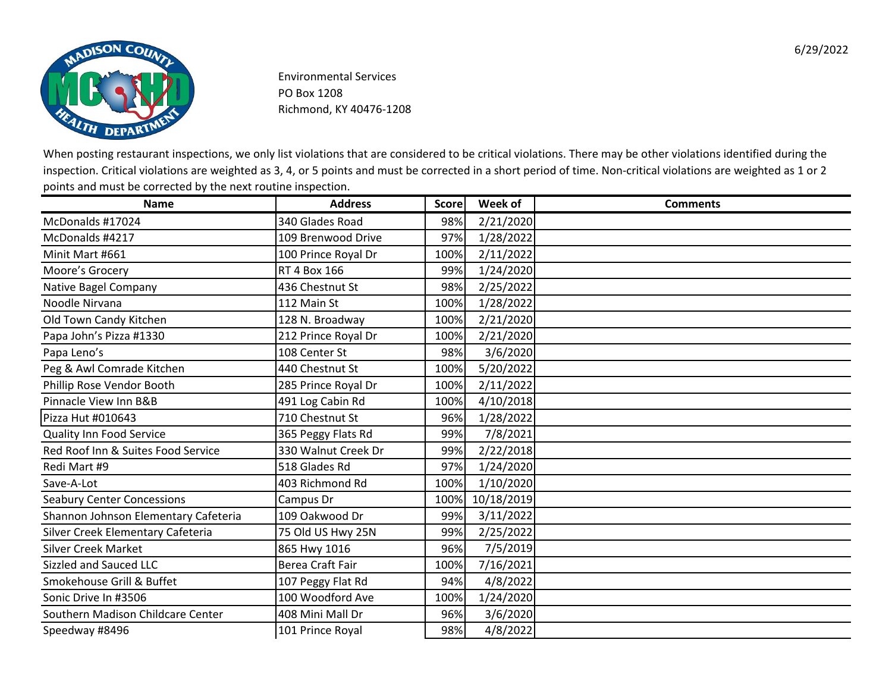6/29/2022

Environmental Services
PO Box 1208
Richmond, KY 40476-1208

When posting restaurant inspections, we only list violations that are considered to be critical violations. There may be other violations identified during the inspection. Critical violations are weighted as 3, 4, or 5 points and must be corrected in a short period of time. Non-critical violations are weighted as 1 or 2 points and must be corrected by the next routine inspection.

| Name | Address | Score | Week of | Comments |
| --- | --- | --- | --- | --- |
| McDonalds #17024 | 340 Glades Road | 98% | 2/21/2020 | |
| McDonalds #4217 | 109 Brenwood Drive | 97% | 1/28/2022 | |
| Minit Mart #661 | 100 Prince Royal Dr | 100% | 2/11/2022 | |
| Moore's Grocery | RT 4 Box 166 | 99% | 1/24/2020 | |
| Native Bagel Company | 436 Chestnut St | 98% | 2/25/2022 | |
| Noodle Nirvana | 112 Main St | 100% | 1/28/2022 | |
| Old Town Candy Kitchen | 128 N. Broadway | 100% | 2/21/2020 | |
| Papa John's Pizza #1330 | 212 Prince Royal Dr | 100% | 2/21/2020 | |
| Papa Leno's | 108 Center St | 98% | 3/6/2020 | |
| Peg & Awl Comrade Kitchen | 440 Chestnut St | 100% | 5/20/2022 | |
| Phillip Rose Vendor Booth | 285 Prince Royal Dr | 100% | 2/11/2022 | |
| Pinnacle View Inn B&B | 491 Log Cabin Rd | 100% | 4/10/2018 | |
| Pizza Hut #010643 | 710 Chestnut St | 96% | 1/28/2022 | |
| Quality Inn Food Service | 365 Peggy Flats Rd | 99% | 7/8/2021 | |
| Red Roof Inn & Suites Food Service | 330 Walnut Creek Dr | 99% | 2/22/2018 | |
| Redi Mart #9 | 518 Glades Rd | 97% | 1/24/2020 | |
| Save-A-Lot | 403 Richmond Rd | 100% | 1/10/2020 | |
| Seabury Center Concessions | Campus Dr | 100% | 10/18/2019 | |
| Shannon Johnson Elementary Cafeteria | 109 Oakwood Dr | 99% | 3/11/2022 | |
| Silver Creek Elementary Cafeteria | 75 Old US Hwy 25N | 99% | 2/25/2022 | |
| Silver Creek Market | 865 Hwy 1016 | 96% | 7/5/2019 | |
| Sizzled and Sauced LLC | Berea Craft Fair | 100% | 7/16/2021 | |
| Smokehouse Grill & Buffet | 107 Peggy Flat Rd | 94% | 4/8/2022 | |
| Sonic Drive In #3506 | 100 Woodford Ave | 100% | 1/24/2020 | |
| Southern Madison Childcare Center | 408 Mini Mall Dr | 96% | 3/6/2020 | |
| Speedway #8496 | 101 Prince Royal | 98% | 4/8/2022 | |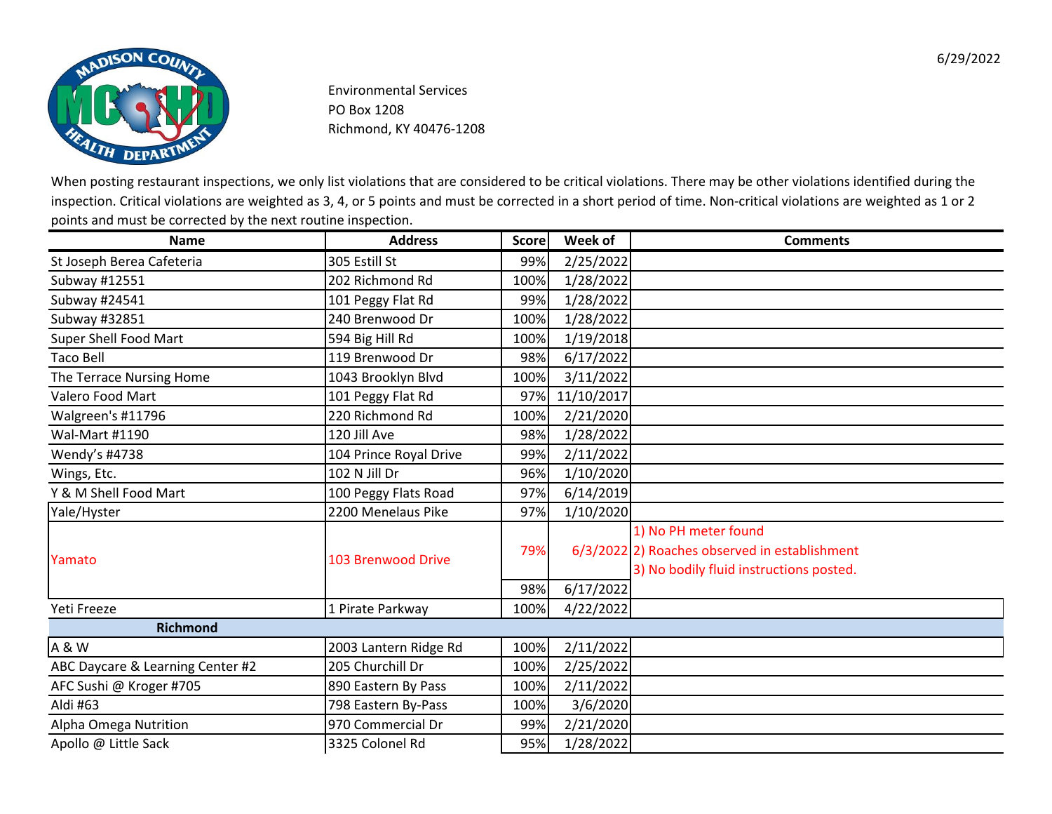6/29/2022

Environmental Services
PO Box 1208
Richmond, KY 40476-1208

When posting restaurant inspections, we only list violations that are considered to be critical violations. There may be other violations identified during the inspection. Critical violations are weighted as 3, 4, or 5 points and must be corrected in a short period of time. Non-critical violations are weighted as 1 or 2 points and must be corrected by the next routine inspection.

| Name | Address | Score | Week of | Comments |
|---|---|---|---|---|
| St Joseph Berea Cafeteria | 305 Estill St | 99% | 2/25/2022 | |
| Subway #12551 | 202 Richmond Rd | 100% | 1/28/2022 | |
| Subway #24541 | 101 Peggy Flat Rd | 99% | 1/28/2022 | |
| Subway #32851 | 240 Brenwood Dr | 100% | 1/28/2022 | |
| Super Shell Food Mart | 594 Big Hill Rd | 100% | 1/19/2018 | |
| Taco Bell | 119 Brenwood Dr | 98% | 6/17/2022 | |
| The Terrace Nursing Home | 1043 Brooklyn Blvd | 100% | 3/11/2022 | |
| Valero Food Mart | 101 Peggy Flat Rd | 97% | 11/10/2017 | |
| Walgreen's #11796 | 220 Richmond Rd | 100% | 2/21/2020 | |
| Wal-Mart #1190 | 120 Jill Ave | 98% | 1/28/2022 | |
| Wendy's #4738 | 104 Prince Royal Drive | 99% | 2/11/2022 | |
| Wings, Etc. | 102 N Jill Dr | 96% | 1/10/2020 | |
| Y & M Shell Food Mart | 100 Peggy Flats Road | 97% | 6/14/2019 | |
| Yale/Hyster | 2200 Menelaus Pike | 97% | 1/10/2020 | |
| Yamato | 103 Brenwood Drive | 79% | 6/3/2022 | 1) No PH meter found<br>2) Roaches observed in establishment<br>3) No bodily fluid instructions posted. |
| | | 98% | 6/17/2022 | |
| Yeti Freeze | 1 Pirate Parkway | 100% | 4/22/2022 | |
| **Richmond** | | | | |
| A & W | 2003 Lantern Ridge Rd | 100% | 2/11/2022 | |
| ABC Daycare & Learning Center #2 | 205 Churchill Dr | 100% | 2/25/2022 | |
| AFC Sushi @ Kroger #705 | 890 Eastern By Pass | 100% | 2/11/2022 | |
| Aldi #63 | 798 Eastern By-Pass | 100% | 3/6/2020 | |
| Alpha Omega Nutrition | 970 Commercial Dr | 99% | 2/21/2020 | |
| Apollo @ Little Sack | 3325 Colonel Rd | 95% | 1/28/2022 | |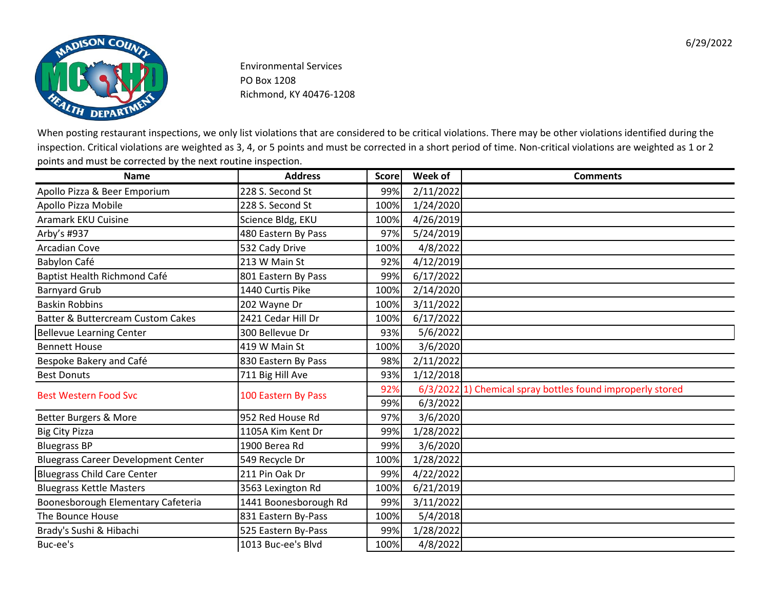6/29/2022

Environmental Services
PO Box 1208
Richmond, KY 40476-1208

When posting restaurant inspections, we only list violations that are considered to be critical violations. There may be other violations identified during the inspection. Critical violations are weighted as 3, 4, or 5 points and must be corrected in a short period of time. Non-critical violations are weighted as 1 or 2 points and must be corrected by the next routine inspection.

| Name | Address | Score | Week of | Comments |
|---|---|---|---|---|
| Apollo Pizza & Beer Emporium | 228 S. Second St | 99% | 2/11/2022 | |
| Apollo Pizza Mobile | 228 S. Second St | 100% | 1/24/2020 | |
| Aramark EKU Cuisine | Science Bldg, EKU | 100% | 4/26/2019 | |
| Arby's #937 | 480 Eastern By Pass | 97% | 5/24/2019 | |
| Arcadian Cove | 532 Cady Drive | 100% | 4/8/2022 | |
| Babylon Café | 213 W Main St | 92% | 4/12/2019 | |
| Baptist Health Richmond Café | 801 Eastern By Pass | 99% | 6/17/2022 | |
| Barnyard Grub | 1440 Curtis Pike | 100% | 2/14/2020 | |
| Baskin Robbins | 202 Wayne Dr | 100% | 3/11/2022 | |
| Batter & Buttercream Custom Cakes | 2421 Cedar Hill Dr | 100% | 6/17/2022 | |
| Bellevue Learning Center | 300 Bellevue Dr | 93% | 5/6/2022 | |
| Bennett House | 419 W Main St | 100% | 3/6/2020 | |
| Bespoke Bakery and Café | 830 Eastern By Pass | 98% | 2/11/2022 | |
| Best Donuts | 711 Big Hill Ave | 93% | 1/12/2018 | |
| Best Western Food Svc | 100 Eastern By Pass | 92% | 6/3/2022 | 1) Chemical spray bottles found improperly stored |
| | | 99% | 6/3/2022 | |
| Better Burgers & More | 952 Red House Rd | 97% | 3/6/2020 | |
| Big City Pizza | 1105A Kim Kent Dr | 99% | 1/28/2022 | |
| Bluegrass BP | 1900 Berea Rd | 99% | 3/6/2020 | |
| Bluegrass Career Development Center | 549 Recycle Dr | 100% | 1/28/2022 | |
| Bluegrass Child Care Center | 211 Pin Oak Dr | 99% | 4/22/2022 | |
| Bluegrass Kettle Masters | 3563 Lexington Rd | 100% | 6/21/2019 | |
| Boonesborough Elementary Cafeteria | 1441 Boonesborough Rd | 99% | 3/11/2022 | |
| The Bounce House | 831 Eastern By-Pass | 100% | 5/4/2018 | |
| Brady's Sushi & Hibachi | 525 Eastern By-Pass | 99% | 1/28/2022 | |
| Buc-ee's | 1013 Buc-ee's Blvd | 100% | 4/8/2022 | |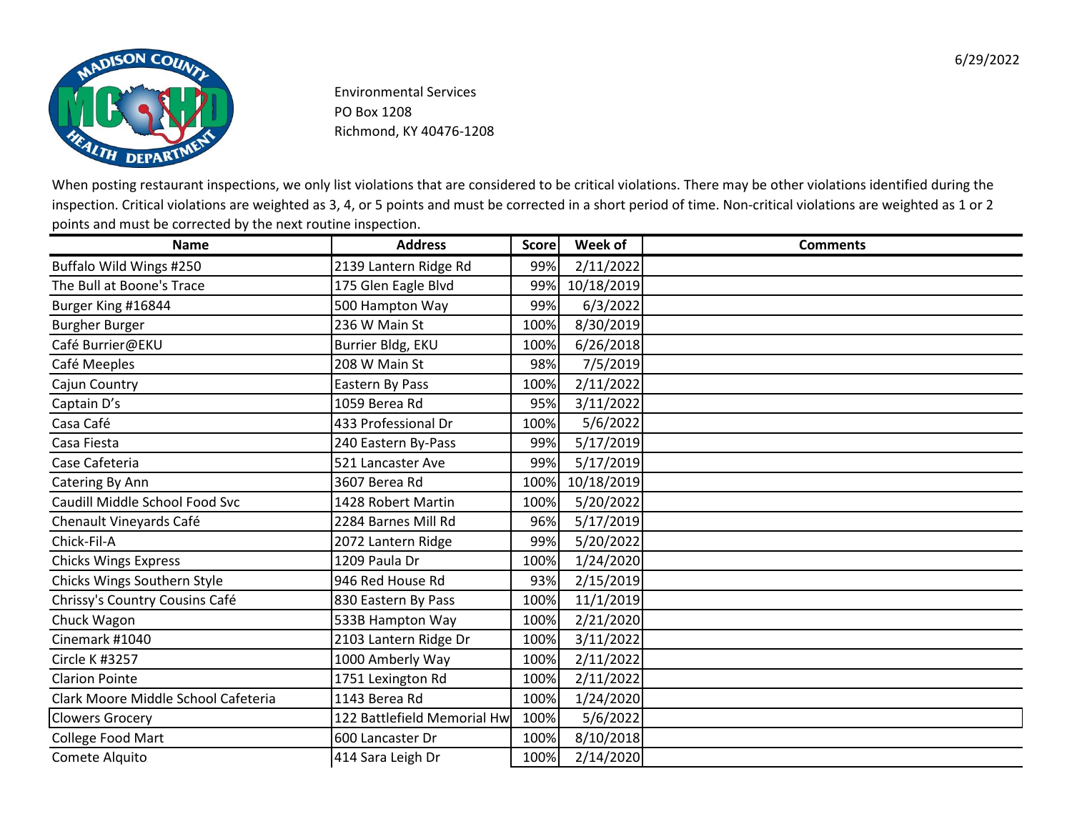6/29/2022

Environmental Services
PO Box 1208
Richmond, KY 40476-1208

When posting restaurant inspections, we only list violations that are considered to be critical violations. There may be other violations identified during the inspection. Critical violations are weighted as 3, 4, or 5 points and must be corrected in a short period of time. Non-critical violations are weighted as 1 or 2 points and must be corrected by the next routine inspection.

| Name | Address | Score | Week of | Comments |
|---|---|---|---|---|
| Buffalo Wild Wings #250 | 2139 Lantern Ridge Rd | 99% | 2/11/2022 | |
| The Bull at Boone's Trace | 175 Glen Eagle Blvd | 99% | 10/18/2019 | |
| Burger King #16844 | 500 Hampton Way | 99% | 6/3/2022 | |
| Burgher Burger | 236 W Main St | 100% | 8/30/2019 | |
| Café Burrier@EKU | Burrier Bldg, EKU | 100% | 6/26/2018 | |
| Café Meeples | 208 W Main St | 98% | 7/5/2019 | |
| Cajun Country | Eastern By Pass | 100% | 2/11/2022 | |
| Captain D's | 1059 Berea Rd | 95% | 3/11/2022 | |
| Casa Café | 433 Professional Dr | 100% | 5/6/2022 | |
| Casa Fiesta | 240 Eastern By-Pass | 99% | 5/17/2019 | |
| Case Cafeteria | 521 Lancaster Ave | 99% | 5/17/2019 | |
| Catering By Ann | 3607 Berea Rd | 100% | 10/18/2019 | |
| Caudill Middle School Food Svc | 1428 Robert Martin | 100% | 5/20/2022 | |
| Chenault Vineyards Café | 2284 Barnes Mill Rd | 96% | 5/17/2019 | |
| Chick-Fil-A | 2072 Lantern Ridge | 99% | 5/20/2022 | |
| Chicks Wings Express | 1209 Paula Dr | 100% | 1/24/2020 | |
| Chicks Wings Southern Style | 946 Red House Rd | 93% | 2/15/2019 | |
| Chrissy's Country Cousins Café | 830 Eastern By Pass | 100% | 11/1/2019 | |
| Chuck Wagon | 533B Hampton Way | 100% | 2/21/2020 | |
| Cinemark #1040 | 2103 Lantern Ridge Dr | 100% | 3/11/2022 | |
| Circle K #3257 | 1000 Amberly Way | 100% | 2/11/2022 | |
| Clarion Pointe | 1751 Lexington Rd | 100% | 2/11/2022 | |
| Clark Moore Middle School Cafeteria | 1143 Berea Rd | 100% | 1/24/2020 | |
| Clowers Grocery | 122 Battlefield Memorial Hw | 100% | 5/6/2022 | |
| College Food Mart | 600 Lancaster Dr | 100% | 8/10/2018 | |
| Comete Alquito | 414 Sara Leigh Dr | 100% | 2/14/2020 | |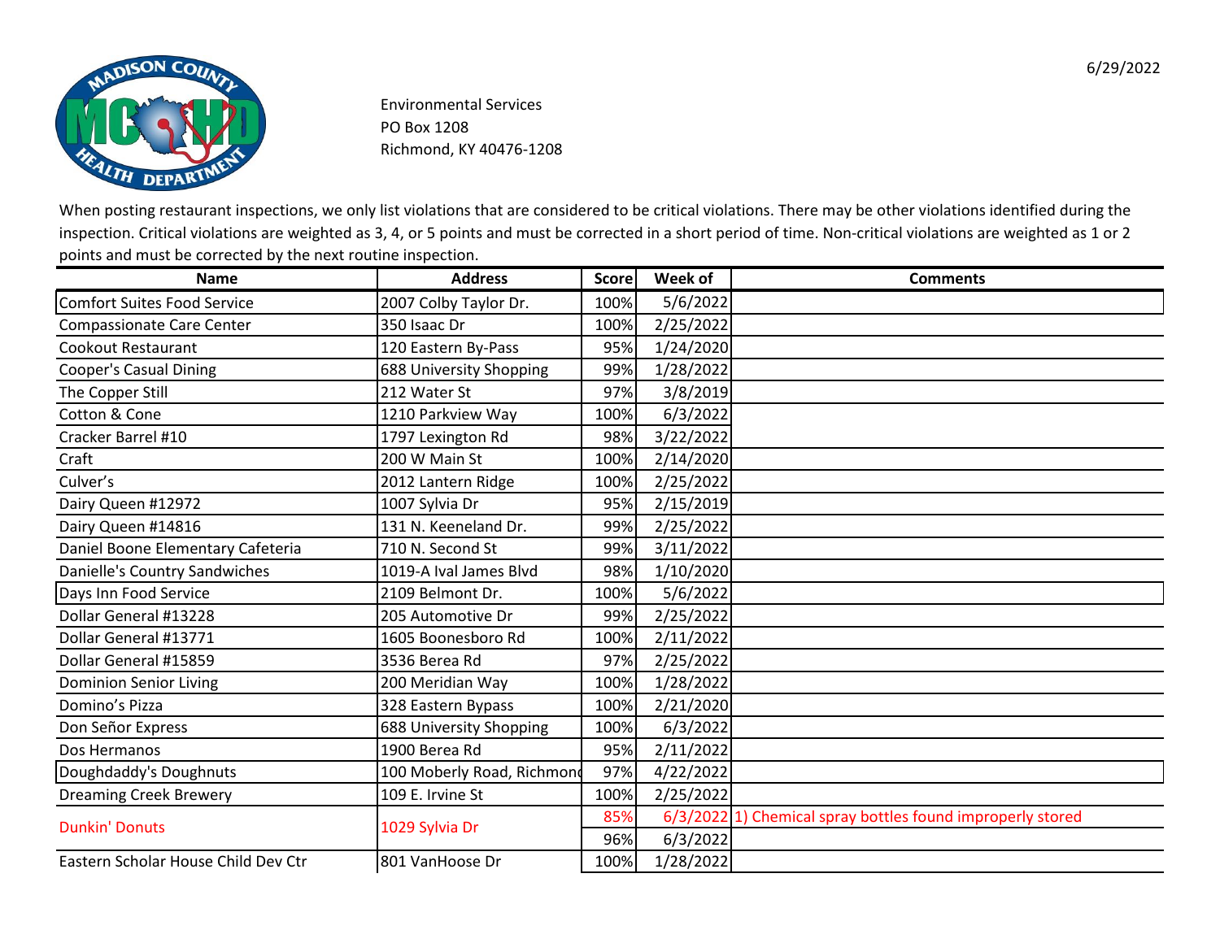6/29/2022

Environmental Services
PO Box 1208
Richmond, KY 40476-1208

When posting restaurant inspections, we only list violations that are considered to be critical violations. There may be other violations identified during the inspection. Critical violations are weighted as 3, 4, or 5 points and must be corrected in a short period of time. Non-critical violations are weighted as 1 or 2 points and must be corrected by the next routine inspection.

| Name | Address | Score | Week of | Comments |
|---|---|---|---|---|
| Comfort Suites Food Service | 2007 Colby Taylor Dr. | 100% | 5/6/2022 | |
| Compassionate Care Center | 350 Isaac Dr | 100% | 2/25/2022 | |
| Cookout Restaurant | 120 Eastern By-Pass | 95% | 1/24/2020 | |
| Cooper's Casual Dining | 688 University Shopping | 99% | 1/28/2022 | |
| The Copper Still | 212 Water St | 97% | 3/8/2019 | |
| Cotton & Cone | 1210 Parkview Way | 100% | 6/3/2022 | |
| Cracker Barrel #10 | 1797 Lexington Rd | 98% | 3/22/2022 | |
| Craft | 200 W Main St | 100% | 2/14/2020 | |
| Culver's | 2012 Lantern Ridge | 100% | 2/25/2022 | |
| Dairy Queen #12972 | 1007 Sylvia Dr | 95% | 2/15/2019 | |
| Dairy Queen #14816 | 131 N. Keeneland Dr. | 99% | 2/25/2022 | |
| Daniel Boone Elementary Cafeteria | 710 N. Second St | 99% | 3/11/2022 | |
| Danielle's Country Sandwiches | 1019-A Ival James Blvd | 98% | 1/10/2020 | |
| Days Inn Food Service | 2109 Belmont Dr. | 100% | 5/6/2022 | |
| Dollar General #13228 | 205 Automotive Dr | 99% | 2/25/2022 | |
| Dollar General #13771 | 1605 Boonesboro Rd | 100% | 2/11/2022 | |
| Dollar General #15859 | 3536 Berea Rd | 97% | 2/25/2022 | |
| Dominion Senior Living | 200 Meridian Way | 100% | 1/28/2022 | |
| Domino's Pizza | 328 Eastern Bypass | 100% | 2/21/2020 | |
| Don Señor Express | 688 University Shopping | 100% | 6/3/2022 | |
| Dos Hermanos | 1900 Berea Rd | 95% | 2/11/2022 | |
| Doughdaddy's Doughnuts | 100 Moberly Road, Richmond | 97% | 4/22/2022 | |
| Dreaming Creek Brewery | 109 E. Irvine St | 100% | 2/25/2022 | |
| Dunkin' Donuts | 1029 Sylvia Dr | 85% | 6/3/2022 | 1) Chemical spray bottles found improperly stored |
| | | 96% | 6/3/2022 | |
| Eastern Scholar House Child Dev Ctr | 801 VanHoose Dr | 100% | 1/28/2022 | |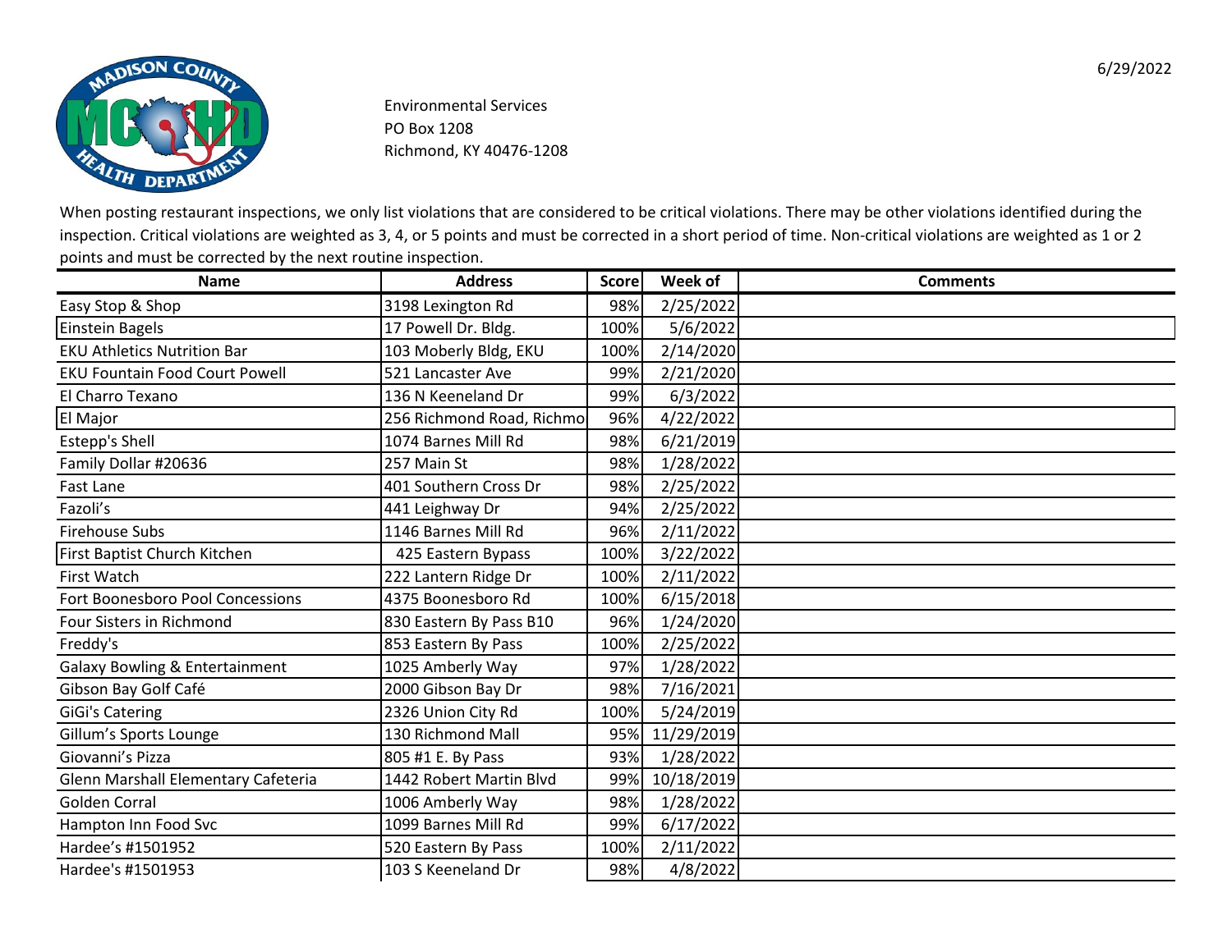6/29/2022

Environmental Services
PO Box 1208
Richmond, KY 40476-1208

When posting restaurant inspections, we only list violations that are considered to be critical violations. There may be other violations identified during the inspection. Critical violations are weighted as 3, 4, or 5 points and must be corrected in a short period of time. Non-critical violations are weighted as 1 or 2 points and must be corrected by the next routine inspection.

| Name | Address | Score | Week of | Comments |
|---|---|---|---|---|
| Easy Stop & Shop | 3198 Lexington Rd | 98% | 2/25/2022 | |
| Einstein Bagels | 17 Powell Dr. Bldg. | 100% | 5/6/2022 | |
| EKU Athletics Nutrition Bar | 103 Moberly Bldg, EKU | 100% | 2/14/2020 | |
| EKU Fountain Food Court Powell | 521 Lancaster Ave | 99% | 2/21/2020 | |
| El Charro Texano | 136 N Keeneland Dr | 99% | 6/3/2022 | |
| El Major | 256 Richmond Road, Richmo | 96% | 4/22/2022 | |
| Estepp's Shell | 1074 Barnes Mill Rd | 98% | 6/21/2019 | |
| Family Dollar #20636 | 257 Main St | 98% | 1/28/2022 | |
| Fast Lane | 401 Southern Cross Dr | 98% | 2/25/2022 | |
| Fazoli’s | 441 Leighway Dr | 94% | 2/25/2022 | |
| Firehouse Subs | 1146 Barnes Mill Rd | 96% | 2/11/2022 | |
| First Baptist Church Kitchen | 425 Eastern Bypass | 100% | 3/22/2022 | |
| First Watch | 222 Lantern Ridge Dr | 100% | 2/11/2022 | |
| Fort Boonesboro Pool Concessions | 4375 Boonesboro Rd | 100% | 6/15/2018 | |
| Four Sisters in Richmond | 830 Eastern By Pass B10 | 96% | 1/24/2020 | |
| Freddy's | 853 Eastern By Pass | 100% | 2/25/2022 | |
| Galaxy Bowling & Entertainment | 1025 Amberly Way | 97% | 1/28/2022 | |
| Gibson Bay Golf Café | 2000 Gibson Bay Dr | 98% | 7/16/2021 | |
| GiGi's Catering | 2326 Union City Rd | 100% | 5/24/2019 | |
| Gillum’s Sports Lounge | 130 Richmond Mall | 95% | 11/29/2019 | |
| Giovanni’s Pizza | 805 #1 E. By Pass | 93% | 1/28/2022 | |
| Glenn Marshall Elementary Cafeteria | 1442 Robert Martin Blvd | 99% | 10/18/2019 | |
| Golden Corral | 1006 Amberly Way | 98% | 1/28/2022 | |
| Hampton Inn Food Svc | 1099 Barnes Mill Rd | 99% | 6/17/2022 | |
| Hardee’s #1501952 | 520 Eastern By Pass | 100% | 2/11/2022 | |
| Hardee's #1501953 | 103 S Keeneland Dr | 98% | 4/8/2022 | |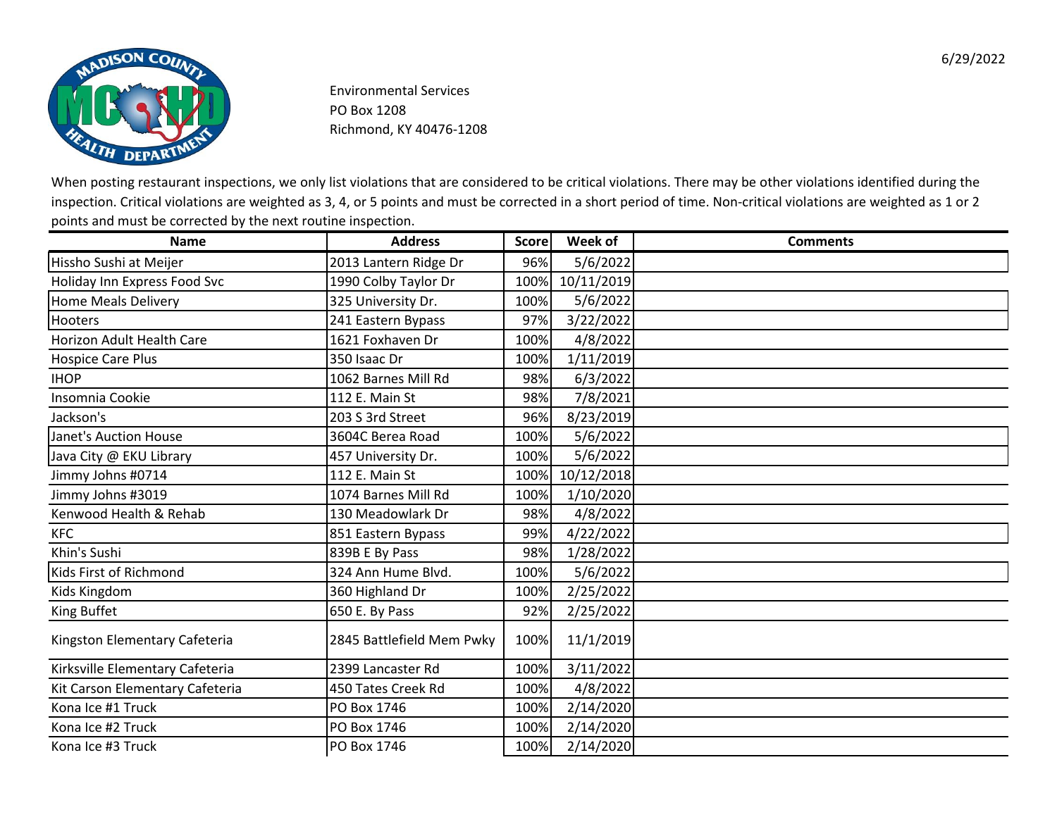6/29/2022

Environmental Services
PO Box 1208
Richmond, KY 40476-1208

When posting restaurant inspections, we only list violations that are considered to be critical violations. There may be other violations identified during the inspection. Critical violations are weighted as 3, 4, or 5 points and must be corrected in a short period of time. Non-critical violations are weighted as 1 or 2 points and must be corrected by the next routine inspection.

| Name | Address | Score | Week of | Comments |
|---|---|---|---|---|
| Hissho Sushi at Meijer | 2013 Lantern Ridge Dr | 96% | 5/6/2022 | |
| Holiday Inn Express Food Svc | 1990 Colby Taylor Dr | 100% | 10/11/2019 | |
| Home Meals Delivery | 325 University Dr. | 100% | 5/6/2022 | |
| Hooters | 241 Eastern Bypass | 97% | 3/22/2022 | |
| Horizon Adult Health Care | 1621 Foxhaven Dr | 100% | 4/8/2022 | |
| Hospice Care Plus | 350 Isaac Dr | 100% | 1/11/2019 | |
| IHOP | 1062 Barnes Mill Rd | 98% | 6/3/2022 | |
| Insomnia Cookie | 112 E. Main St | 98% | 7/8/2021 | |
| Jackson's | 203 S 3rd Street | 96% | 8/23/2019 | |
| Janet's Auction House | 3604C Berea Road | 100% | 5/6/2022 | |
| Java City @ EKU Library | 457 University Dr. | 100% | 5/6/2022 | |
| Jimmy Johns #0714 | 112 E. Main St | 100% | 10/12/2018 | |
| Jimmy Johns #3019 | 1074 Barnes Mill Rd | 100% | 1/10/2020 | |
| Kenwood Health & Rehab | 130 Meadowlark Dr | 98% | 4/8/2022 | |
| KFC | 851 Eastern Bypass | 99% | 4/22/2022 | |
| Khin's Sushi | 839B E By Pass | 98% | 1/28/2022 | |
| Kids First of Richmond | 324 Ann Hume Blvd. | 100% | 5/6/2022 | |
| Kids Kingdom | 360 Highland Dr | 100% | 2/25/2022 | |
| King Buffet | 650 E. By Pass | 92% | 2/25/2022 | |
| Kingston Elementary Cafeteria | 2845 Battlefield Mem Pwky | 100% | 11/1/2019 | |
| Kirksville Elementary Cafeteria | 2399 Lancaster Rd | 100% | 3/11/2022 | |
| Kit Carson Elementary Cafeteria | 450 Tates Creek Rd | 100% | 4/8/2022 | |
| Kona Ice #1 Truck | PO Box 1746 | 100% | 2/14/2020 | |
| Kona Ice #2 Truck | PO Box 1746 | 100% | 2/14/2020 | |
| Kona Ice #3 Truck | PO Box 1746 | 100% | 2/14/2020 | |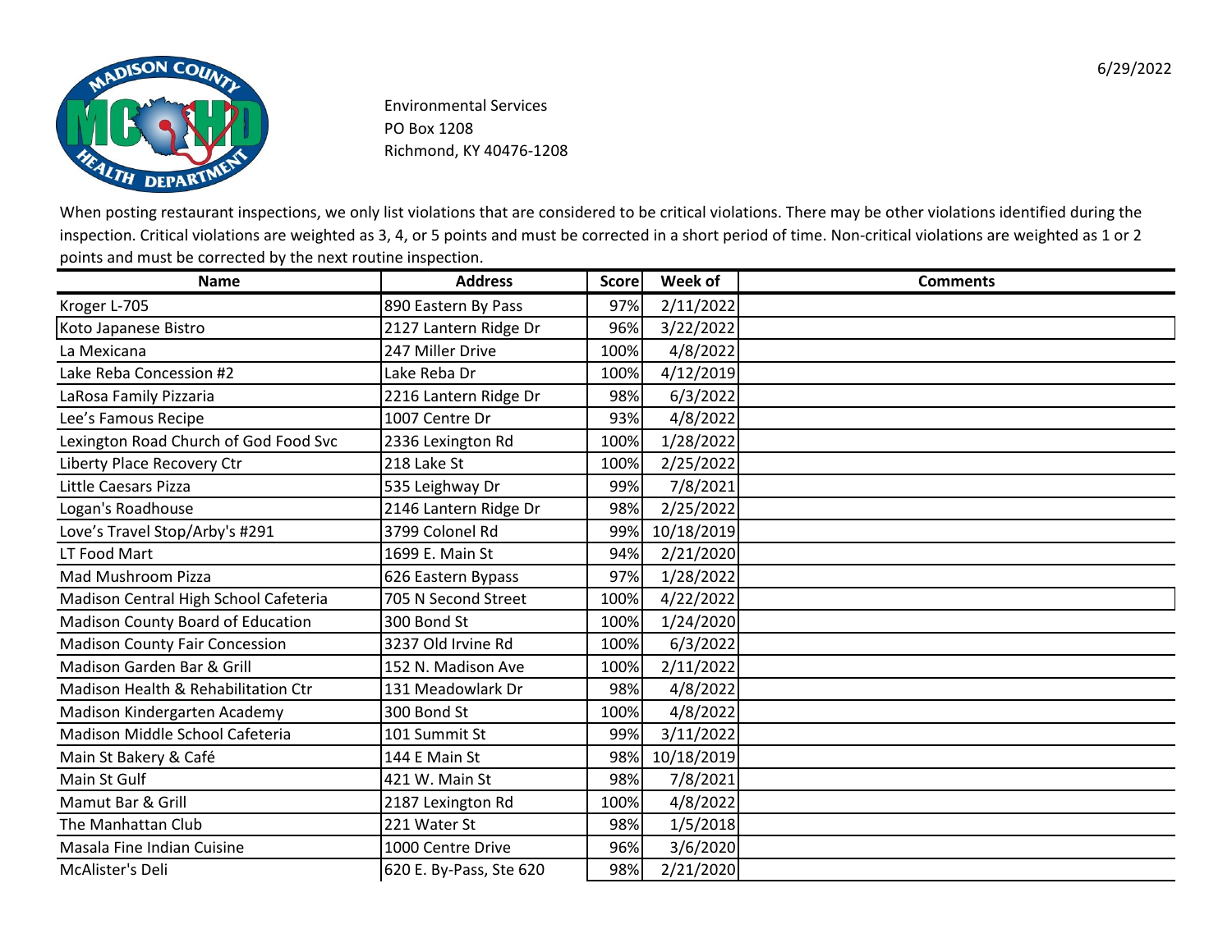6/29/2022

Environmental Services
PO Box 1208
Richmond, KY 40476-1208

When posting restaurant inspections, we only list violations that are considered to be critical violations. There may be other violations identified during the inspection. Critical violations are weighted as 3, 4, or 5 points and must be corrected in a short period of time. Non-critical violations are weighted as 1 or 2 points and must be corrected by the next routine inspection.

| Name | Address | Score | Week of | Comments |
|---|---|---|---|---|
| Kroger L-705 | 890 Eastern By Pass | 97% | 2/11/2022 | |
| Koto Japanese Bistro | 2127 Lantern Ridge Dr | 96% | 3/22/2022 | |
| La Mexicana | 247 Miller Drive | 100% | 4/8/2022 | |
| Lake Reba Concession #2 | Lake Reba Dr | 100% | 4/12/2019 | |
| LaRosa Family Pizzaria | 2216 Lantern Ridge Dr | 98% | 6/3/2022 | |
| Lee's Famous Recipe | 1007 Centre Dr | 93% | 4/8/2022 | |
| Lexington Road Church of God Food Svc | 2336 Lexington Rd | 100% | 1/28/2022 | |
| Liberty Place Recovery Ctr | 218 Lake St | 100% | 2/25/2022 | |
| Little Caesars Pizza | 535 Leighway Dr | 99% | 7/8/2021 | |
| Logan's Roadhouse | 2146 Lantern Ridge Dr | 98% | 2/25/2022 | |
| Love's Travel Stop/Arby's #291 | 3799 Colonel Rd | 99% | 10/18/2019 | |
| LT Food Mart | 1699 E. Main St | 94% | 2/21/2020 | |
| Mad Mushroom Pizza | 626 Eastern Bypass | 97% | 1/28/2022 | |
| Madison Central High School Cafeteria | 705 N Second Street | 100% | 4/22/2022 | |
| Madison County Board of Education | 300 Bond St | 100% | 1/24/2020 | |
| Madison County Fair Concession | 3237 Old Irvine Rd | 100% | 6/3/2022 | |
| Madison Garden Bar & Grill | 152 N. Madison Ave | 100% | 2/11/2022 | |
| Madison Health & Rehabilitation Ctr | 131 Meadowlark Dr | 98% | 4/8/2022 | |
| Madison Kindergarten Academy | 300 Bond St | 100% | 4/8/2022 | |
| Madison Middle School Cafeteria | 101 Summit St | 99% | 3/11/2022 | |
| Main St Bakery & Café | 144 E Main St | 98% | 10/18/2019 | |
| Main St Gulf | 421 W. Main St | 98% | 7/8/2021 | |
| Mamut Bar & Grill | 2187 Lexington Rd | 100% | 4/8/2022 | |
| The Manhattan Club | 221 Water St | 98% | 1/5/2018 | |
| Masala Fine Indian Cuisine | 1000 Centre Drive | 96% | 3/6/2020 | |
| McAlister's Deli | 620 E. By-Pass, Ste 620 | 98% | 2/21/2020 | |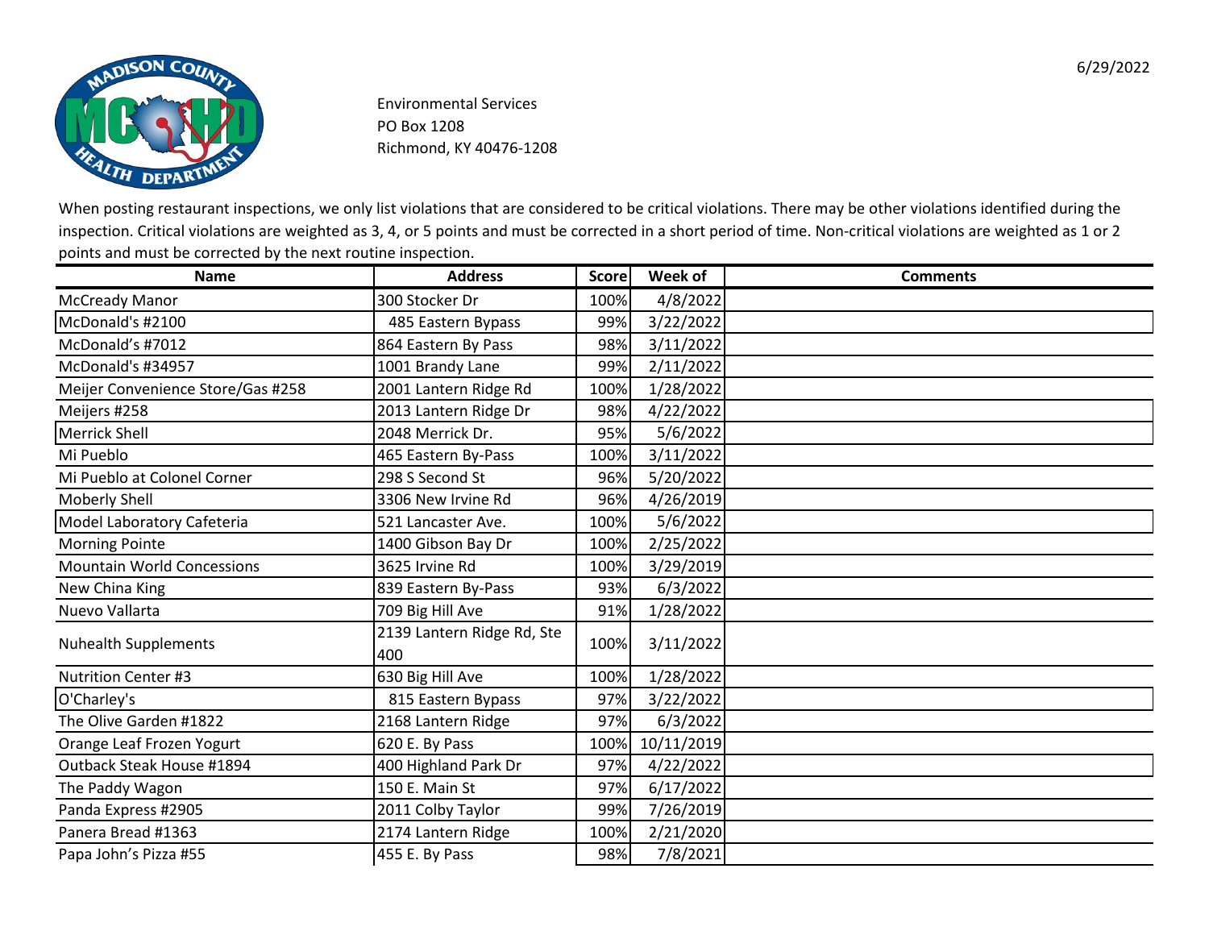6/29/2022

Environmental Services
PO Box 1208
Richmond, KY 40476-1208

When posting restaurant inspections, we only list violations that are considered to be critical violations. There may be other violations identified during the inspection. Critical violations are weighted as 3, 4, or 5 points and must be corrected in a short period of time. Non-critical violations are weighted as 1 or 2 points and must be corrected by the next routine inspection.

| Name | Address | Score | Week of | Comments |
|---|---|---|---|---|
| McCready Manor | 300 Stocker Dr | 100% | 4/8/2022 | |
| McDonald's #2100 | 485 Eastern Bypass | 99% | 3/22/2022 | |
| McDonald’s #7012 | 864 Eastern By Pass | 98% | 3/11/2022 | |
| McDonald's #34957 | 1001 Brandy Lane | 99% | 2/11/2022 | |
| Meijer Convenience Store/Gas #258 | 2001 Lantern Ridge Rd | 100% | 1/28/2022 | |
| Meijers #258 | 2013 Lantern Ridge Dr | 98% | 4/22/2022 | |
| Merrick Shell | 2048 Merrick Dr. | 95% | 5/6/2022 | |
| Mi Pueblo | 465 Eastern By-Pass | 100% | 3/11/2022 | |
| Mi Pueblo at Colonel Corner | 298 S Second St | 96% | 5/20/2022 | |
| Moberly Shell | 3306 New Irvine Rd | 96% | 4/26/2019 | |
| Model Laboratory Cafeteria | 521 Lancaster Ave. | 100% | 5/6/2022 | |
| Morning Pointe | 1400 Gibson Bay Dr | 100% | 2/25/2022 | |
| Mountain World Concessions | 3625 Irvine Rd | 100% | 3/29/2019 | |
| New China King | 839 Eastern By-Pass | 93% | 6/3/2022 | |
| Nuevo Vallarta | 709 Big Hill Ave | 91% | 1/28/2022 | |
| Nuhealth Supplements | 2139 Lantern Ridge Rd, Ste 400 | 100% | 3/11/2022 | |
| Nutrition Center #3 | 630 Big Hill Ave | 100% | 1/28/2022 | |
| O'Charley's | 815 Eastern Bypass | 97% | 3/22/2022 | |
| The Olive Garden #1822 | 2168 Lantern Ridge | 97% | 6/3/2022 | |
| Orange Leaf Frozen Yogurt | 620 E. By Pass | 100% | 10/11/2019 | |
| Outback Steak House #1894 | 400 Highland Park Dr | 97% | 4/22/2022 | |
| The Paddy Wagon | 150 E. Main St | 97% | 6/17/2022 | |
| Panda Express #2905 | 2011 Colby Taylor | 99% | 7/26/2019 | |
| Panera Bread #1363 | 2174 Lantern Ridge | 100% | 2/21/2020 | |
| Papa John’s Pizza #55 | 455 E. By Pass | 98% | 7/8/2021 | |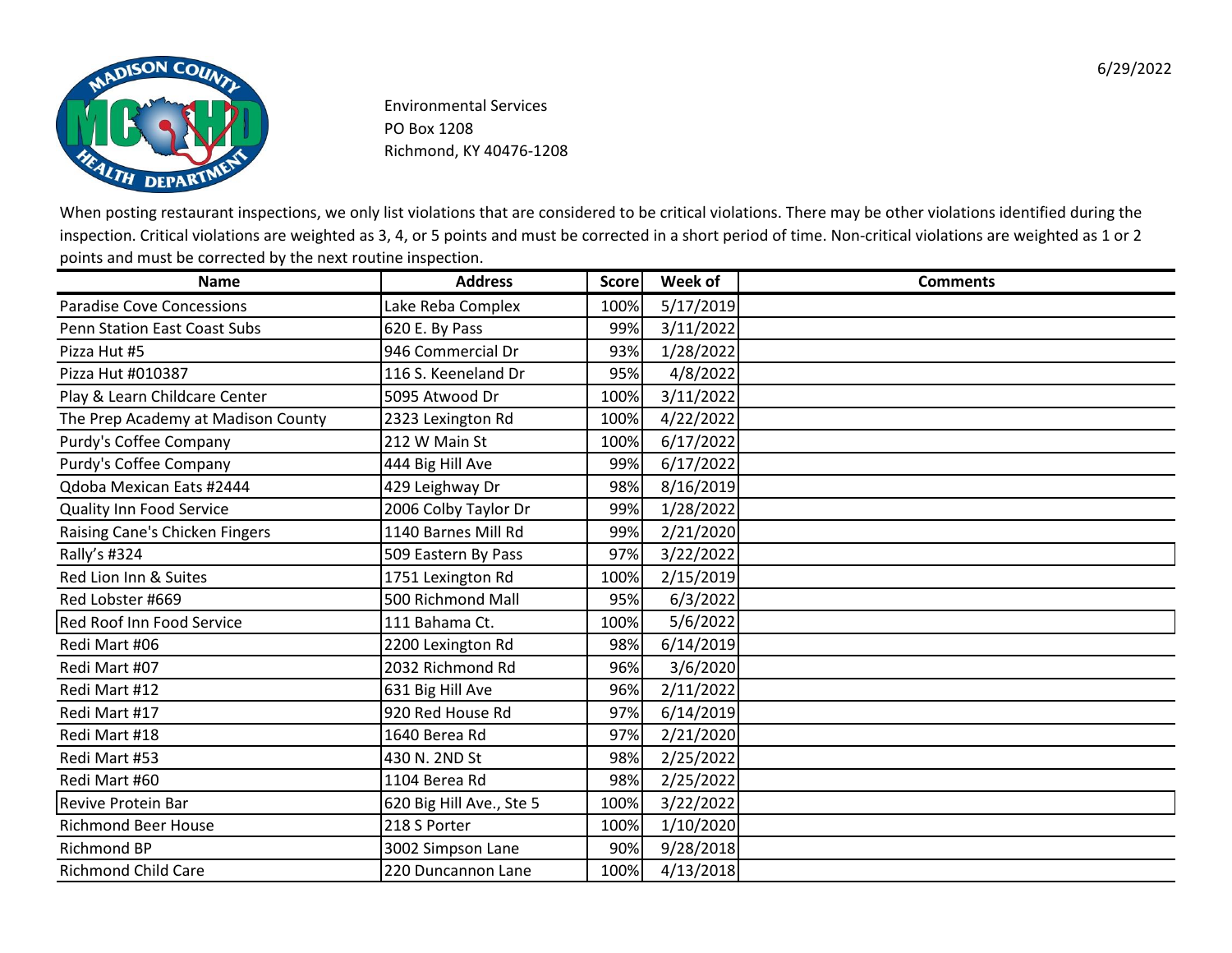6/29/2022

Environmental Services
PO Box 1208
Richmond, KY 40476-1208

When posting restaurant inspections, we only list violations that are considered to be critical violations. There may be other violations identified during the inspection. Critical violations are weighted as 3, 4, or 5 points and must be corrected in a short period of time. Non-critical violations are weighted as 1 or 2 points and must be corrected by the next routine inspection.

| Name | Address | Score | Week of | Comments |
|---|---|---|---|---|
| Paradise Cove Concessions | Lake Reba Complex | 100% | 5/17/2019 | |
| Penn Station East Coast Subs | 620 E. By Pass | 99% | 3/11/2022 | |
| Pizza Hut #5 | 946 Commercial Dr | 93% | 1/28/2022 | |
| Pizza Hut #010387 | 116 S. Keeneland Dr | 95% | 4/8/2022 | |
| Play & Learn Childcare Center | 5095 Atwood Dr | 100% | 3/11/2022 | |
| The Prep Academy at Madison County | 2323 Lexington Rd | 100% | 4/22/2022 | |
| Purdy's Coffee Company | 212 W Main St | 100% | 6/17/2022 | |
| Purdy's Coffee Company | 444 Big Hill Ave | 99% | 6/17/2022 | |
| Qdoba Mexican Eats #2444 | 429 Leighway Dr | 98% | 8/16/2019 | |
| Quality Inn Food Service | 2006 Colby Taylor Dr | 99% | 1/28/2022 | |
| Raising Cane's Chicken Fingers | 1140 Barnes Mill Rd | 99% | 2/21/2020 | |
| Rally's #324 | 509 Eastern By Pass | 97% | 3/22/2022 | |
| Red Lion Inn & Suites | 1751 Lexington Rd | 100% | 2/15/2019 | |
| Red Lobster #669 | 500 Richmond Mall | 95% | 6/3/2022 | |
| Red Roof Inn Food Service | 111 Bahama Ct. | 100% | 5/6/2022 | |
| Redi Mart #06 | 2200 Lexington Rd | 98% | 6/14/2019 | |
| Redi Mart #07 | 2032 Richmond Rd | 96% | 3/6/2020 | |
| Redi Mart #12 | 631 Big Hill Ave | 96% | 2/11/2022 | |
| Redi Mart #17 | 920 Red House Rd | 97% | 6/14/2019 | |
| Redi Mart #18 | 1640 Berea Rd | 97% | 2/21/2020 | |
| Redi Mart #53 | 430 N. 2ND St | 98% | 2/25/2022 | |
| Redi Mart #60 | 1104 Berea Rd | 98% | 2/25/2022 | |
| Revive Protein Bar | 620 Big Hill Ave., Ste 5 | 100% | 3/22/2022 | |
| Richmond Beer House | 218 S Porter | 100% | 1/10/2020 | |
| Richmond BP | 3002 Simpson Lane | 90% | 9/28/2018 | |
| Richmond Child Care | 220 Duncannon Lane | 100% | 4/13/2018 | |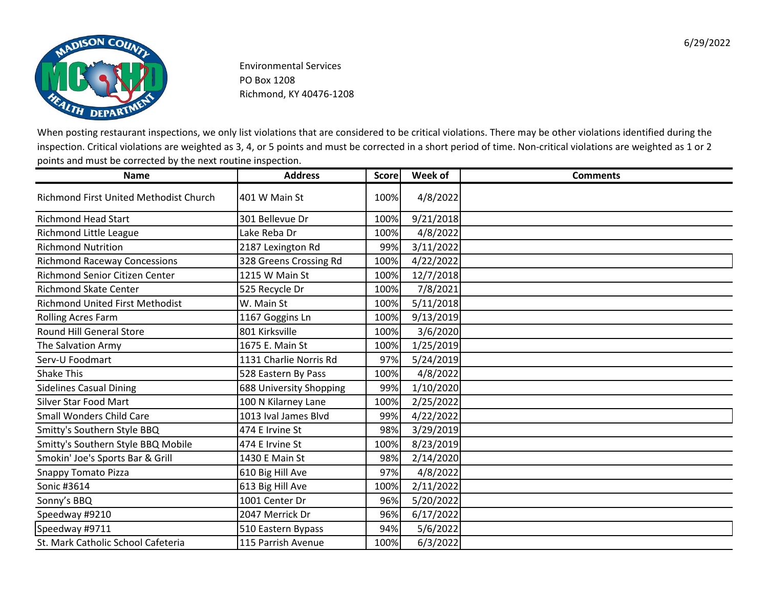6/29/2022

Environmental Services
PO Box 1208
Richmond, KY 40476-1208

When posting restaurant inspections, we only list violations that are considered to be critical violations. There may be other violations identified during the inspection. Critical violations are weighted as 3, 4, or 5 points and must be corrected in a short period of time. Non-critical violations are weighted as 1 or 2 points and must be corrected by the next routine inspection.

| Name | Address | Score | Week of | Comments |
|---|---|---|---|---|
| Richmond First United Methodist Church | 401 W Main St | 100% | 4/8/2022 | |
| Richmond Head Start | 301 Bellevue Dr | 100% | 9/21/2018 | |
| Richmond Little League | Lake Reba Dr | 100% | 4/8/2022 | |
| Richmond Nutrition | 2187 Lexington Rd | 99% | 3/11/2022 | |
| Richmond Raceway Concessions | 328 Greens Crossing Rd | 100% | 4/22/2022 | |
| Richmond Senior Citizen Center | 1215 W Main St | 100% | 12/7/2018 | |
| Richmond Skate Center | 525 Recycle Dr | 100% | 7/8/2021 | |
| Richmond United First Methodist | W. Main St | 100% | 5/11/2018 | |
| Rolling Acres Farm | 1167 Goggins Ln | 100% | 9/13/2019 | |
| Round Hill General Store | 801 Kirksville | 100% | 3/6/2020 | |
| The Salvation Army | 1675 E. Main St | 100% | 1/25/2019 | |
| Serv-U Foodmart | 1131 Charlie Norris Rd | 97% | 5/24/2019 | |
| Shake This | 528 Eastern By Pass | 100% | 4/8/2022 | |
| Sidelines Casual Dining | 688 University Shopping | 99% | 1/10/2020 | |
| Silver Star Food Mart | 100 N Kilarney Lane | 100% | 2/25/2022 | |
| Small Wonders Child Care | 1013 Ival James Blvd | 99% | 4/22/2022 | |
| Smitty's Southern Style BBQ | 474 E Irvine St | 98% | 3/29/2019 | |
| Smitty's Southern Style BBQ Mobile | 474 E Irvine St | 100% | 8/23/2019 | |
| Smokin' Joe's Sports Bar & Grill | 1430 E Main St | 98% | 2/14/2020 | |
| Snappy Tomato Pizza | 610 Big Hill Ave | 97% | 4/8/2022 | |
| Sonic #3614 | 613 Big Hill Ave | 100% | 2/11/2022 | |
| Sonny's BBQ | 1001 Center Dr | 96% | 5/20/2022 | |
| Speedway #9210 | 2047 Merrick Dr | 96% | 6/17/2022 | |
| Speedway #9711 | 510 Eastern Bypass | 94% | 5/6/2022 | |
| St. Mark Catholic School Cafeteria | 115 Parrish Avenue | 100% | 6/3/2022 | |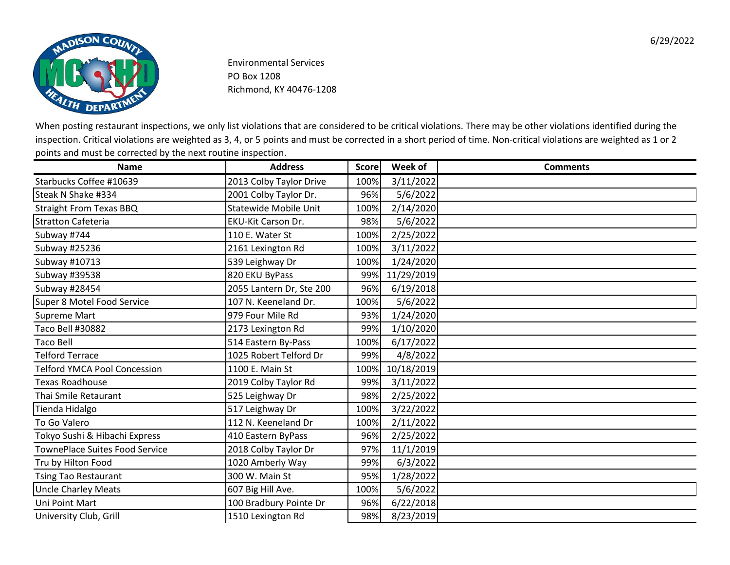6/29/2022

Environmental Services
PO Box 1208
Richmond, KY 40476-1208

When posting restaurant inspections, we only list violations that are considered to be critical violations. There may be other violations identified during the inspection. Critical violations are weighted as 3, 4, or 5 points and must be corrected in a short period of time. Non-critical violations are weighted as 1 or 2 points and must be corrected by the next routine inspection.

| Name | Address | Score | Week of | Comments |
|---|---|---|---|---|
| Starbucks Coffee #10639 | 2013 Colby Taylor Drive | 100% | 3/11/2022 | |
| Steak N Shake #334 | 2001 Colby Taylor Dr. | 96% | 5/6/2022 | |
| Straight From Texas BBQ | Statewide Mobile Unit | 100% | 2/14/2020 | |
| Stratton Cafeteria | EKU-Kit Carson Dr. | 98% | 5/6/2022 | |
| Subway #744 | 110 E. Water St | 100% | 2/25/2022 | |
| Subway #25236 | 2161 Lexington Rd | 100% | 3/11/2022 | |
| Subway #10713 | 539 Leighway Dr | 100% | 1/24/2020 | |
| Subway #39538 | 820 EKU ByPass | 99% | 11/29/2019 | |
| Subway #28454 | 2055 Lantern Dr, Ste 200 | 96% | 6/19/2018 | |
| Super 8 Motel Food Service | 107 N. Keeneland Dr. | 100% | 5/6/2022 | |
| Supreme Mart | 979 Four Mile Rd | 93% | 1/24/2020 | |
| Taco Bell #30882 | 2173 Lexington Rd | 99% | 1/10/2020 | |
| Taco Bell | 514 Eastern By-Pass | 100% | 6/17/2022 | |
| Telford Terrace | 1025 Robert Telford Dr | 99% | 4/8/2022 | |
| Telford YMCA Pool Concession | 1100 E. Main St | 100% | 10/18/2019 | |
| Texas Roadhouse | 2019 Colby Taylor Rd | 99% | 3/11/2022 | |
| Thai Smile Retaurant | 525 Leighway Dr | 98% | 2/25/2022 | |
| Tienda Hidalgo | 517 Leighway Dr | 100% | 3/22/2022 | |
| To Go Valero | 112 N. Keeneland Dr | 100% | 2/11/2022 | |
| Tokyo Sushi & Hibachi Express | 410 Eastern ByPass | 96% | 2/25/2022 | |
| TownePlace Suites Food Service | 2018 Colby Taylor Dr | 97% | 11/1/2019 | |
| Tru by Hilton Food | 1020 Amberly Way | 99% | 6/3/2022 | |
| Tsing Tao Restaurant | 300 W. Main St | 95% | 1/28/2022 | |
| Uncle Charley Meats | 607 Big Hill Ave. | 100% | 5/6/2022 | |
| Uni Point Mart | 100 Bradbury Pointe Dr | 96% | 6/22/2018 | |
| University Club, Grill | 1510 Lexington Rd | 98% | 8/23/2019 | |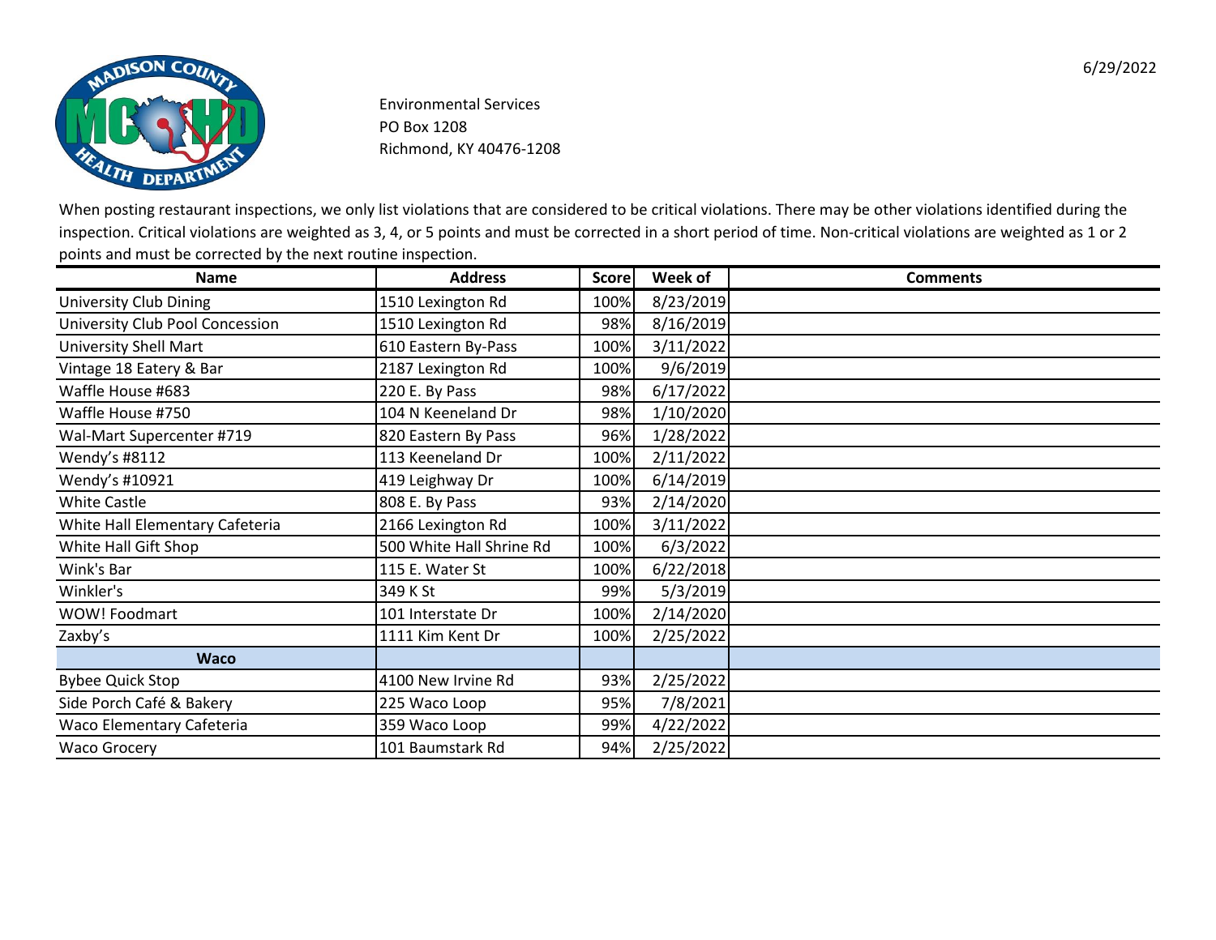6/29/2022

Environmental Services
PO Box 1208
Richmond, KY 40476-1208

When posting restaurant inspections, we only list violations that are considered to be critical violations. There may be other violations identified during the inspection. Critical violations are weighted as 3, 4, or 5 points and must be corrected in a short period of time. Non-critical violations are weighted as 1 or 2 points and must be corrected by the next routine inspection.

| Name | Address | Score | Week of | Comments |
|---|---|---|---|---|
| University Club Dining | 1510 Lexington Rd | 100% | 8/23/2019 | |
| University Club Pool Concession | 1510 Lexington Rd | 98% | 8/16/2019 | |
| University Shell Mart | 610 Eastern By-Pass | 100% | 3/11/2022 | |
| Vintage 18 Eatery & Bar | 2187 Lexington Rd | 100% | 9/6/2019 | |
| Waffle House #683 | 220 E. By Pass | 98% | 6/17/2022 | |
| Waffle House #750 | 104 N Keeneland Dr | 98% | 1/10/2020 | |
| Wal-Mart Supercenter #719 | 820 Eastern By Pass | 96% | 1/28/2022 | |
| Wendy's #8112 | 113 Keeneland Dr | 100% | 2/11/2022 | |
| Wendy's #10921 | 419 Leighway Dr | 100% | 6/14/2019 | |
| White Castle | 808 E. By Pass | 93% | 2/14/2020 | |
| White Hall Elementary Cafeteria | 2166 Lexington Rd | 100% | 3/11/2022 | |
| White Hall Gift Shop | 500 White Hall Shrine Rd | 100% | 6/3/2022 | |
| Wink's Bar | 115 E. Water St | 100% | 6/22/2018 | |
| Winkler's | 349 K St | 99% | 5/3/2019 | |
| WOW! Foodmart | 101 Interstate Dr | 100% | 2/14/2020 | |
| Zaxby's | 1111 Kim Kent Dr | 100% | 2/25/2022 | |
| **Waco** | | | | |
| Bybee Quick Stop | 4100 New Irvine Rd | 93% | 2/25/2022 | |
| Side Porch Café & Bakery | 225 Waco Loop | 95% | 7/8/2021 | |
| Waco Elementary Cafeteria | 359 Waco Loop | 99% | 4/22/2022 | |
| Waco Grocery | 101 Baumstark Rd | 94% | 2/25/2022 | |